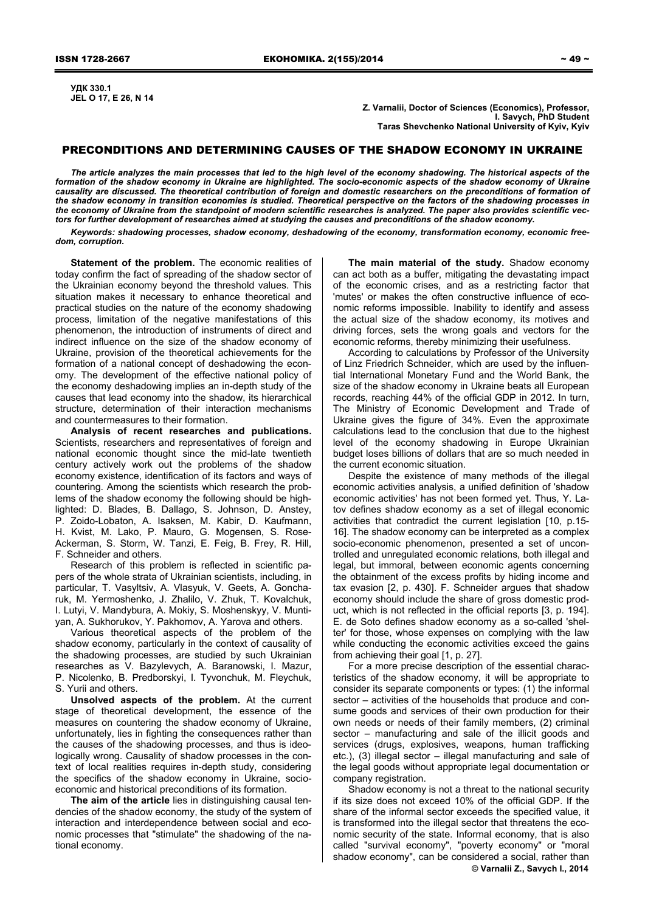УДК 330.1
JEL O 17, E 26, N 14

Z. Varnalii, Doctor of Sciences (Economics), Professor,
I. Savych, PhD Student
Taras Shevchenko National University of Kyiv, Kyiv

# PRECONDITIONS AND DETERMINING CAUSES OF THE SHADOW ECONOMY IN UKRAINE

***The article analyzes the main processes that led to the high level of the economy shadowing. The historical aspects of the formation of the shadow economy in Ukraine are highlighted. The socio-economic aspects of the shadow economy of Ukraine causality are discussed. The theoretical contribution of foreign and domestic researchers on the preconditions of formation of the shadow economy in transition economies is studied. Theoretical perspective on the factors of the shadowing processes in the economy of Ukraine from the standpoint of modern scientific researches is analyzed. The paper also provides scientific vectors for further development of researches aimed at studying the causes and preconditions of the shadow economy.***

***Keywords: shadowing processes, shadow economy, deshadowing of the economy, transformation economy, economic freedom, corruption.***

**Statement of the problem.** The economic realities of today confirm the fact of spreading of the shadow sector of the Ukrainian economy beyond the threshold values. This situation makes it necessary to enhance theoretical and practical studies on the nature of the economy shadowing process, limitation of the negative manifestations of this phenomenon, the introduction of instruments of direct and indirect influence on the size of the shadow economy of Ukraine, provision of the theoretical achievements for the formation of a national concept of deshadowing the economy. The development of the effective national policy of the economy deshadowing implies an in-depth study of the causes that lead economy into the shadow, its hierarchical structure, determination of their interaction mechanisms and countermeasures to their formation.

**Analysis of recent researches and publications.** Scientists, researchers and representatives of foreign and national economic thought since the mid-late twentieth century actively work out the problems of the shadow economy existence, identification of its factors and ways of countering. Among the scientists which research the problems of the shadow economy the following should be highlighted: D. Blades, B. Dallago, S. Johnson, D. Anstey, P. Zoido-Lobaton, A. Isaksen, M. Kabir, D. Kaufmann, H. Kvist, M. Lako, P. Mauro, G. Mogensen, S. Rose-Ackerman, S. Storm, W. Tanzi, E. Feig, B. Frey, R. Hill, F. Schneider and others.

Research of this problem is reflected in scientific papers of the whole strata of Ukrainian scientists, including, in particular, T. Vasyltsiv, A. Vlasyuk, V. Geets, A. Goncharuk, M. Yermoshenko, J. Zhalilo, V. Zhuk, T. Kovalchuk, I. Lutyi, V. Mandybura, A. Mokiy, S. Moshenskyy, V. Muntiyan, A. Sukhorukov, Y. Pakhomov, A. Yarova and others.

Various theoretical aspects of the problem of the shadow economy, particularly in the context of causality of the shadowing processes, are studied by such Ukrainian researches as V. Bazylevych, A. Baranowski, I. Mazur, P. Nicolenko, B. Predborskyi, I. Tyvonchuk, M. Fleychuk, S. Yurii and others.

**Unsolved aspects of the problem.** At the current stage of theoretical development, the essence of the measures on countering the shadow economy of Ukraine, unfortunately, lies in fighting the consequences rather than the causes of the shadowing processes, and thus is ideologically wrong. Causality of shadow processes in the context of local realities requires in-depth study, considering the specifics of the shadow economy in Ukraine, socio-economic and historical preconditions of its formation.

**The aim of the article** lies in distinguishing causal tendencies of the shadow economy, the study of the system of interaction and interdependence between social and economic processes that "stimulate" the shadowing of the national economy.

**The main material of the study.** Shadow economy can act both as a buffer, mitigating the devastating impact of the economic crises, and as a restricting factor that 'mutes' or makes the often constructive influence of economic reforms impossible. Inability to identify and assess the actual size of the shadow economy, its motives and driving forces, sets the wrong goals and vectors for the economic reforms, thereby minimizing their usefulness.

According to calculations by Professor of the University of Linz Friedrich Schneider, which are used by the influential International Monetary Fund and the World Bank, the size of the shadow economy in Ukraine beats all European records, reaching 44% of the official GDP in 2012. In turn, The Ministry of Economic Development and Trade of Ukraine gives the figure of 34%. Even the approximate calculations lead to the conclusion that due to the highest level of the economy shadowing in Europe Ukrainian budget loses billions of dollars that are so much needed in the current economic situation.

Despite the existence of many methods of the illegal economic activities analysis, a unified definition of 'shadow economic activities' has not been formed yet. Thus, Y. Latov defines shadow economy as a set of illegal economic activities that contradict the current legislation [10, p.15-16]. The shadow economy can be interpreted as a complex socio-economic phenomenon, presented a set of uncontrolled and unregulated economic relations, both illegal and legal, but immoral, between economic agents concerning the obtainment of the excess profits by hiding income and tax evasion [2, p. 430]. F. Schneider argues that shadow economy should include the share of gross domestic product, which is not reflected in the official reports [3, p. 194]. E. de Soto defines shadow economy as a so-called 'shelter' for those, whose expenses on complying with the law while conducting the economic activities exceed the gains from achieving their goal [1, p. 27].

For a more precise description of the essential characteristics of the shadow economy, it will be appropriate to consider its separate components or types: (1) the informal sector – activities of the households that produce and consume goods and services of their own production for their own needs or needs of their family members, (2) criminal sector – manufacturing and sale of the illicit goods and services (drugs, explosives, weapons, human trafficking etc.), (3) illegal sector – illegal manufacturing and sale of the legal goods without appropriate legal documentation or company registration.

Shadow economy is not a threat to the national security if its size does not exceed 10% of the official GDP. If the share of the informal sector exceeds the specified value, it is transformed into the illegal sector that threatens the economic security of the state. Informal economy, that is also called "survival economy", "poverty economy" or "moral shadow economy", can be considered a social, rather than

© Varnalii Z., Savych I., 2014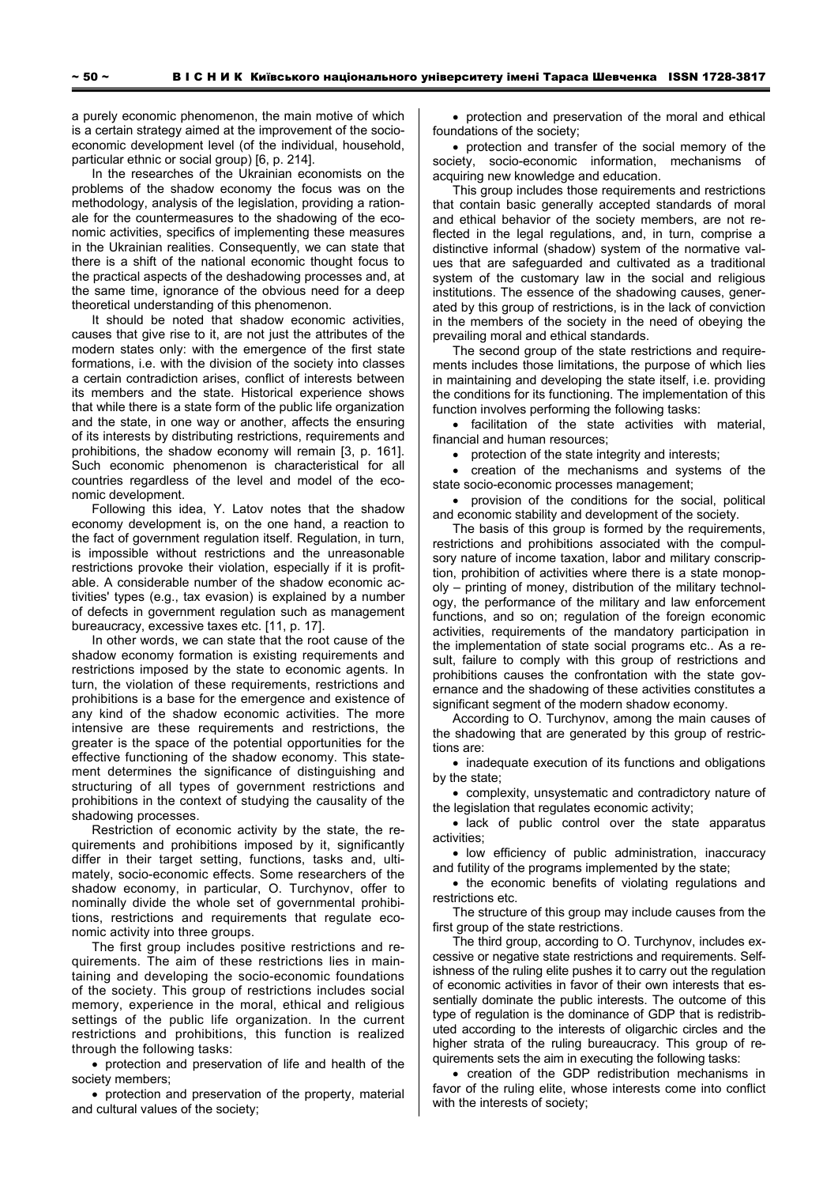a purely economic phenomenon, the main motive of which is a certain strategy aimed at the improvement of the socio-economic development level (of the individual, household, particular ethnic or social group) [6, p. 214].

In the researches of the Ukrainian economists on the problems of the shadow economy the focus was on the methodology, analysis of the legislation, providing a rationale for the countermeasures to the shadowing of the economic activities, specifics of implementing these measures in the Ukrainian realities. Consequently, we can state that there is a shift of the national economic thought focus to the practical aspects of the deshadowing processes and, at the same time, ignorance of the obvious need for a deep theoretical understanding of this phenomenon.

It should be noted that shadow economic activities, causes that give rise to it, are not just the attributes of the modern states only: with the emergence of the first state formations, i.e. with the division of the society into classes a certain contradiction arises, conflict of interests between its members and the state. Historical experience shows that while there is a state form of the public life organization and the state, in one way or another, affects the ensuring of its interests by distributing restrictions, requirements and prohibitions, the shadow economy will remain [3, p. 161]. Such economic phenomenon is characteristical for all countries regardless of the level and model of the economic development.

Following this idea, Y. Latov notes that the shadow economy development is, on the one hand, a reaction to the fact of government regulation itself. Regulation, in turn, is impossible without restrictions and the unreasonable restrictions provoke their violation, especially if it is profitable. A considerable number of the shadow economic activities' types (e.g., tax evasion) is explained by a number of defects in government regulation such as management bureaucracy, excessive taxes etc. [11, p. 17].

In other words, we can state that the root cause of the shadow economy formation is existing requirements and restrictions imposed by the state to economic agents. In turn, the violation of these requirements, restrictions and prohibitions is a base for the emergence and existence of any kind of the shadow economic activities. The more intensive are these requirements and restrictions, the greater is the space of the potential opportunities for the effective functioning of the shadow economy. This statement determines the significance of distinguishing and structuring of all types of government restrictions and prohibitions in the context of studying the causality of the shadowing processes.

Restriction of economic activity by the state, the requirements and prohibitions imposed by it, significantly differ in their target setting, functions, tasks and, ultimately, socio-economic effects. Some researchers of the shadow economy, in particular, O. Turchynov, offer to nominally divide the whole set of governmental prohibitions, restrictions and requirements that regulate economic activity into three groups.

The first group includes positive restrictions and requirements. The aim of these restrictions lies in maintaining and developing the socio-economic foundations of the society. This group of restrictions includes social memory, experience in the moral, ethical and religious settings of the public life organization. In the current restrictions and prohibitions, this function is realized through the following tasks:

- protection and preservation of life and health of the society members;
- protection and preservation of the property, material and cultural values of the society;
- protection and preservation of the moral and ethical foundations of the society;
- protection and transfer of the social memory of the society, socio-economic information, mechanisms of acquiring new knowledge and education.

This group includes those requirements and restrictions that contain basic generally accepted standards of moral and ethical behavior of the society members, are not reflected in the legal regulations, and, in turn, comprise a distinctive informal (shadow) system of the normative values that are safeguarded and cultivated as a traditional system of the customary law in the social and religious institutions. The essence of the shadowing causes, generated by this group of restrictions, is in the lack of conviction in the members of the society in the need of obeying the prevailing moral and ethical standards.

The second group of the state restrictions and requirements includes those limitations, the purpose of which lies in maintaining and developing the state itself, i.e. providing the conditions for its functioning. The implementation of this function involves performing the following tasks:

- facilitation of the state activities with material, financial and human resources;
- protection of the state integrity and interests;
- creation of the mechanisms and systems of the state socio-economic processes management;
- provision of the conditions for the social, political and economic stability and development of the society.

The basis of this group is formed by the requirements, restrictions and prohibitions associated with the compulsory nature of income taxation, labor and military conscription, prohibition of activities where there is a state monopoly – printing of money, distribution of the military technology, the performance of the military and law enforcement functions, and so on; regulation of the foreign economic activities, requirements of the mandatory participation in the implementation of state social programs etc.. As a result, failure to comply with this group of restrictions and prohibitions causes the confrontation with the state governance and the shadowing of these activities constitutes a significant segment of the modern shadow economy.

According to O. Turchynov, among the main causes of the shadowing that are generated by this group of restrictions are:

- inadequate execution of its functions and obligations by the state;
- complexity, unsystematic and contradictory nature of the legislation that regulates economic activity;
- lack of public control over the state apparatus activities;
- low efficiency of public administration, inaccuracy and futility of the programs implemented by the state;
- the economic benefits of violating regulations and restrictions etc.

The structure of this group may include causes from the first group of the state restrictions.

The third group, according to O. Turchynov, includes excessive or negative state restrictions and requirements. Selfishness of the ruling elite pushes it to carry out the regulation of economic activities in favor of their own interests that essentially dominate the public interests. The outcome of this type of regulation is the dominance of GDP that is redistributed according to the interests of oligarchic circles and the higher strata of the ruling bureaucracy. This group of requirements sets the aim in executing the following tasks:

- creation of the GDP redistribution mechanisms in favor of the ruling elite, whose interests come into conflict with the interests of society;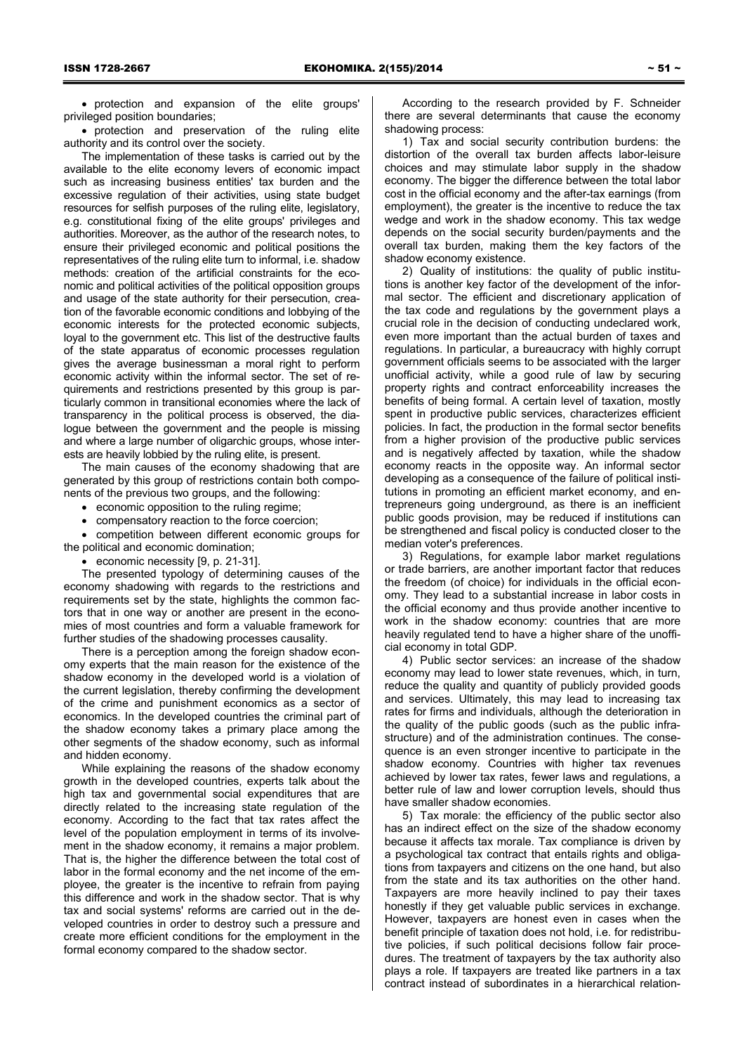- protection and expansion of the elite groups' privileged position boundaries;
- protection and preservation of the ruling elite authority and its control over the society.

The implementation of these tasks is carried out by the available to the elite economy levers of economic impact such as increasing business entities' tax burden and the excessive regulation of their activities, using state budget resources for selfish purposes of the ruling elite, legislatory, e.g. constitutional fixing of the elite groups' privileges and authorities. Moreover, as the author of the research notes, to ensure their privileged economic and political positions the representatives of the ruling elite turn to informal, i.e. shadow methods: creation of the artificial constraints for the economic and political activities of the political opposition groups and usage of the state authority for their persecution, creation of the favorable economic conditions and lobbying of the economic interests for the protected economic subjects, loyal to the government etc. This list of the destructive faults of the state apparatus of economic processes regulation gives the average businessman a moral right to perform economic activity within the informal sector. The set of requirements and restrictions presented by this group is particularly common in transitional economies where the lack of transparency in the political process is observed, the dialogue between the government and the people is missing and where a large number of oligarchic groups, whose interests are heavily lobbied by the ruling elite, is present.

The main causes of the economy shadowing that are generated by this group of restrictions contain both components of the previous two groups, and the following:

- economic opposition to the ruling regime;
- compensatory reaction to the force coercion;
- competition between different economic groups for the political and economic domination;
- economic necessity [9, p. 21-31].

The presented typology of determining causes of the economy shadowing with regards to the restrictions and requirements set by the state, highlights the common factors that in one way or another are present in the economies of most countries and form a valuable framework for further studies of the shadowing processes causality.

There is a perception among the foreign shadow economy experts that the main reason for the existence of the shadow economy in the developed world is a violation of the current legislation, thereby confirming the development of the crime and punishment economics as a sector of economics. In the developed countries the criminal part of the shadow economy takes a primary place among the other segments of the shadow economy, such as informal and hidden economy.

While explaining the reasons of the shadow economy growth in the developed countries, experts talk about the high tax and governmental social expenditures that are directly related to the increasing state regulation of the economy. According to the fact that tax rates affect the level of the population employment in terms of its involvement in the shadow economy, it remains a major problem. That is, the higher the difference between the total cost of labor in the formal economy and the net income of the employee, the greater is the incentive to refrain from paying this difference and work in the shadow sector. That is why tax and social systems' reforms are carried out in the developed countries in order to destroy such a pressure and create more efficient conditions for the employment in the formal economy compared to the shadow sector.

According to the research provided by F. Schneider there are several determinants that cause the economy shadowing process:

1) Tax and social security contribution burdens: the distortion of the overall tax burden affects labor-leisure choices and may stimulate labor supply in the shadow economy. The bigger the difference between the total labor cost in the official economy and the after-tax earnings (from employment), the greater is the incentive to reduce the tax wedge and work in the shadow economy. This tax wedge depends on the social security burden/payments and the overall tax burden, making them the key factors of the shadow economy existence.

2) Quality of institutions: the quality of public institutions is another key factor of the development of the informal sector. The efficient and discretionary application of the tax code and regulations by the government plays a crucial role in the decision of conducting undeclared work, even more important than the actual burden of taxes and regulations. In particular, a bureaucracy with highly corrupt government officials seems to be associated with the larger unofficial activity, while a good rule of law by securing property rights and contract enforceability increases the benefits of being formal. A certain level of taxation, mostly spent in productive public services, characterizes efficient policies. In fact, the production in the formal sector benefits from a higher provision of the productive public services and is negatively affected by taxation, while the shadow economy reacts in the opposite way. An informal sector developing as a consequence of the failure of political institutions in promoting an efficient market economy, and entrepreneurs going underground, as there is an inefficient public goods provision, may be reduced if institutions can be strengthened and fiscal policy is conducted closer to the median voter's preferences.

3) Regulations, for example labor market regulations or trade barriers, are another important factor that reduces the freedom (of choice) for individuals in the official economy. They lead to a substantial increase in labor costs in the official economy and thus provide another incentive to work in the shadow economy: countries that are more heavily regulated tend to have a higher share of the unofficial economy in total GDP.

4) Public sector services: an increase of the shadow economy may lead to lower state revenues, which, in turn, reduce the quality and quantity of publicly provided goods and services. Ultimately, this may lead to increasing tax rates for firms and individuals, although the deterioration in the quality of the public goods (such as the public infrastructure) and of the administration continues. The consequence is an even stronger incentive to participate in the shadow economy. Countries with higher tax revenues achieved by lower tax rates, fewer laws and regulations, a better rule of law and lower corruption levels, should thus have smaller shadow economies.

5) Tax morale: the efficiency of the public sector also has an indirect effect on the size of the shadow economy because it affects tax morale. Tax compliance is driven by a psychological tax contract that entails rights and obligations from taxpayers and citizens on the one hand, but also from the state and its tax authorities on the other hand. Taxpayers are more heavily inclined to pay their taxes honestly if they get valuable public services in exchange. However, taxpayers are honest even in cases when the benefit principle of taxation does not hold, i.e. for redistributive policies, if such political decisions follow fair procedures. The treatment of taxpayers by the tax authority also plays a role. If taxpayers are treated like partners in a tax contract instead of subordinates in a hierarchical relation-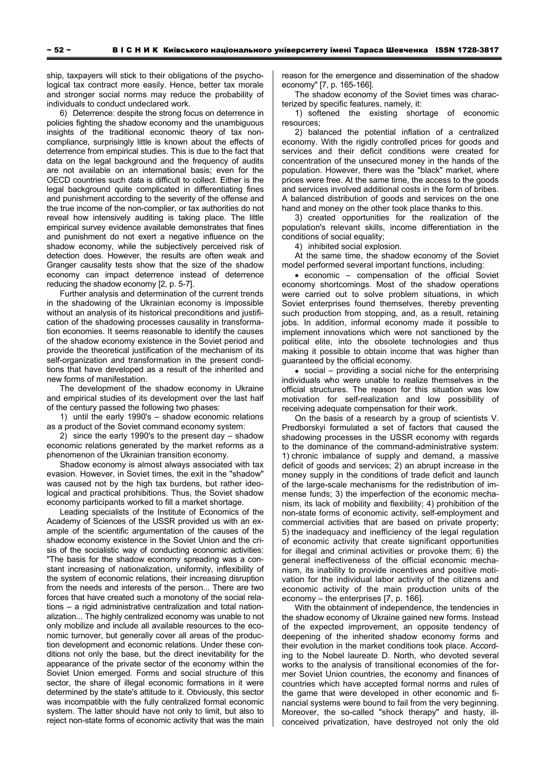ship, taxpayers will stick to their obligations of the psychological tax contract more easily. Hence, better tax morale and stronger social norms may reduce the probability of individuals to conduct undeclared work.

6) Deterrence: despite the strong focus on deterrence in policies fighting the shadow economy and the unambiguous insights of the traditional economic theory of tax noncompliance, surprisingly little is known about the effects of deterrence from empirical studies. This is due to the fact that data on the legal background and the frequency of audits are not available on an international basis; even for the OECD countries such data is difficult to collect. Either is the legal background quite complicated in differentiating fines and punishment according to the severity of the offense and the true income of the non-complier, or tax authorities do not reveal how intensively auditing is taking place. The little empirical survey evidence available demonstrates that fines and punishment do not exert a negative influence on the shadow economy, while the subjectively perceived risk of detection does. However, the results are often weak and Granger causality tests show that the size of the shadow economy can impact deterrence instead of deterrence reducing the shadow economy [2, p. 5-7].

Further analysis and determination of the current trends in the shadowing of the Ukrainian economy is impossible without an analysis of its historical preconditions and justification of the shadowing processes causality in transformation economies. It seems reasonable to identify the causes of the shadow economy existence in the Soviet period and provide the theoretical justification of the mechanism of its self-organization and transformation in the present conditions that have developed as a result of the inherited and new forms of manifestation.

The development of the shadow economy in Ukraine and empirical studies of its development over the last half of the century passed the following two phases:

1) until the early 1990's – shadow economic relations as a product of the Soviet command economy system:

2) since the early 1990's to the present day – shadow economic relations generated by the market reforms as a phenomenon of the Ukrainian transition economy.

Shadow economy is almost always associated with tax evasion. However, in Soviet times, the exit in the "shadow" was caused not by the high tax burdens, but rather ideological and practical prohibitions. Thus, the Soviet shadow economy participants worked to fill a market shortage.

Leading specialists of the Institute of Economics of the Academy of Sciences of the USSR provided us with an example of the scientific argumentation of the causes of the shadow economy existence in the Soviet Union and the crisis of the socialistic way of conducting economic activities: "The basis for the shadow economy spreading was a constant increasing of nationalization, uniformity, inflexibility of the system of economic relations, their increasing disruption from the needs and interests of the person... There are two forces that have created such a monotony of the social relations – a rigid administrative centralization and total nationalization... The highly centralized economy was unable to not only mobilize and include all available resources to the economic turnover, but generally cover all areas of the production development and economic relations. Under these conditions not only the base, but the direct inevitability for the appearance of the private sector of the economy within the Soviet Union emerged. Forms and social structure of this sector, the share of illegal economic formations in it were determined by the state's attitude to it. Obviously, this sector was incompatible with the fully centralized formal economic system. The latter should have not only to limit, but also to reject non-state forms of economic activity that was the main reason for the emergence and dissemination of the shadow economy" [7, p. 165-166].

The shadow economy of the Soviet times was characterized by specific features, namely, it:

1) softened the existing shortage of economic resources;

2) balanced the potential inflation of a centralized economy. With the rigidly controlled prices for goods and services and their deficit conditions were created for concentration of the unsecured money in the hands of the population. However, there was the "black" market, where prices were free. At the same time, the access to the goods and services involved additional costs in the form of bribes. A balanced distribution of goods and services on the one hand and money on the other took place thanks to this.

3) created opportunities for the realization of the population's relevant skills, income differentiation in the conditions of social equality;

4) inhibited social explosion.

At the same time, the shadow economy of the Soviet model performed several important functions, including:

- economic – compensation of the official Soviet economy shortcomings. Most of the shadow operations were carried out to solve problem situations, in which Soviet enterprises found themselves, thereby preventing such production from stopping, and, as a result, retaining jobs. In addition, informal economy made it possible to implement innovations which were not sanctioned by the political elite, into the obsolete technologies and thus making it possible to obtain income that was higher than guaranteed by the official economy.
- social – providing a social niche for the enterprising individuals who were unable to realize themselves in the official structures. The reason for this situation was low motivation for self-realization and low possibility of receiving adequate compensation for their work.

On the basis of a research by a group of scientists V. Predborskyi formulated a set of factors that caused the shadowing processes in the USSR economy with regards to the dominance of the command-administrative system: 1) chronic imbalance of supply and demand, a massive deficit of goods and services; 2) an abrupt increase in the money supply in the conditions of trade deficit and launch of the large-scale mechanisms for the redistribution of immense funds; 3) the imperfection of the economic mechanism, its lack of mobility and flexibility; 4) prohibition of the non-state forms of economic activity, self-employment and commercial activities that are based on private property; 5) the inadequacy and inefficiency of the legal regulation of economic activity that create significant opportunities for illegal and criminal activities or provoke them; 6) the general ineffectiveness of the official economic mechanism, its inability to provide incentives and positive motivation for the individual labor activity of the citizens and economic activity of the main production units of the economy – the enterprises [7, p. 166].

With the obtainment of independence, the tendencies in the shadow economy of Ukraine gained new forms. Instead of the expected improvement, an opposite tendency of deepening of the inherited shadow economy forms and their evolution in the market conditions took place. According to the Nobel laureate D. North, who devoted several works to the analysis of transitional economies of the former Soviet Union countries, the economy and finances of countries which have accepted formal norms and rules of the game that were developed in other economic and financial systems were bound to fail from the very beginning. Moreover, the so-called "shock therapy" and hasty, ill-conceived privatization, have destroyed not only the old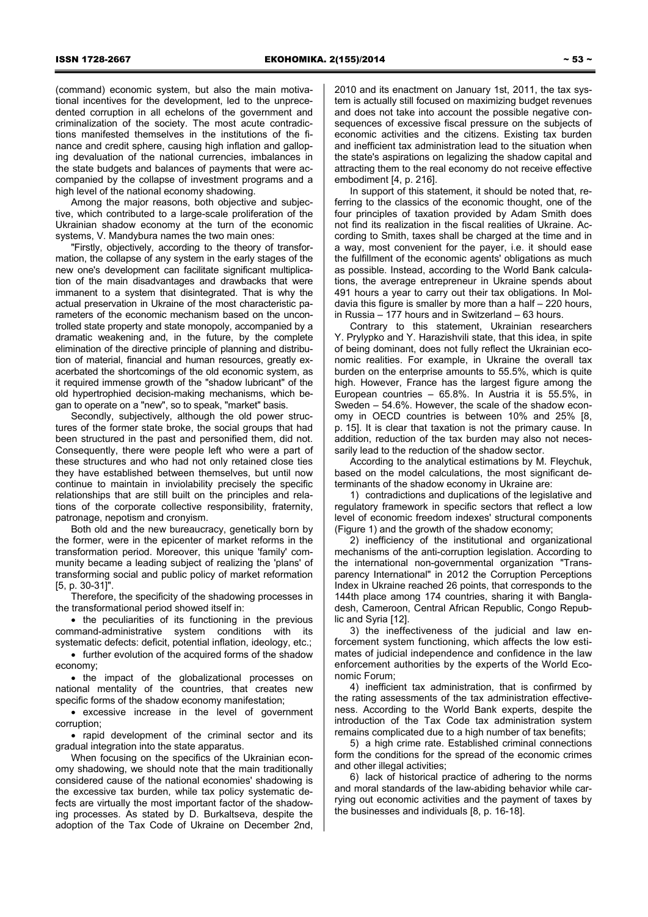(command) economic system, but also the main motivational incentives for the development, led to the unprecedented corruption in all echelons of the government and criminalization of the society. The most acute contradictions manifested themselves in the institutions of the finance and credit sphere, causing high inflation and galloping devaluation of the national currencies, imbalances in the state budgets and balances of payments that were accompanied by the collapse of investment programs and a high level of the national economy shadowing.

Among the major reasons, both objective and subjective, which contributed to a large-scale proliferation of the Ukrainian shadow economy at the turn of the economic systems, V. Mandybura names the two main ones:

"Firstly, objectively, according to the theory of transformation, the collapse of any system in the early stages of the new one's development can facilitate significant multiplication of the main disadvantages and drawbacks that were immanent to a system that disintegrated. That is why the actual preservation in Ukraine of the most characteristic parameters of the economic mechanism based on the uncontrolled state property and state monopoly, accompanied by a dramatic weakening and, in the future, by the complete elimination of the directive principle of planning and distribution of material, financial and human resources, greatly exacerbated the shortcomings of the old economic system, as it required immense growth of the "shadow lubricant" of the old hypertrophied decision-making mechanisms, which began to operate on a "new", so to speak, "market" basis.

Secondly, subjectively, although the old power structures of the former state broke, the social groups that had been structured in the past and personified them, did not. Consequently, there were people left who were a part of these structures and who had not only retained close ties they have established between themselves, but until now continue to maintain in inviolability precisely the specific relationships that are still built on the principles and relations of the corporate collective responsibility, fraternity, patronage, nepotism and cronyism.

Both old and the new bureaucracy, genetically born by the former, were in the epicenter of market reforms in the transformation period. Moreover, this unique 'family' community became a leading subject of realizing the 'plans' of transforming social and public policy of market reformation [5, p. 30-31]".

Therefore, the specificity of the shadowing processes in the transformational period showed itself in:

- the peculiarities of its functioning in the previous command-administrative system conditions with its systematic defects: deficit, potential inflation, ideology, etc.;
- further evolution of the acquired forms of the shadow economy;
- the impact of the globalizational processes on national mentality of the countries, that creates new specific forms of the shadow economy manifestation;
- excessive increase in the level of government corruption;
- rapid development of the criminal sector and its gradual integration into the state apparatus.

When focusing on the specifics of the Ukrainian economy shadowing, we should note that the main traditionally considered cause of the national economies' shadowing is the excessive tax burden, while tax policy systematic defects are virtually the most important factor of the shadowing processes. As stated by D. Burkaltseva, despite the adoption of the Tax Code of Ukraine on December 2nd, 2010 and its enactment on January 1st, 2011, the tax system is actually still focused on maximizing budget revenues and does not take into account the possible negative consequences of excessive fiscal pressure on the subjects of economic activities and the citizens. Existing tax burden and inefficient tax administration lead to the situation when the state's aspirations on legalizing the shadow capital and attracting them to the real economy do not receive effective embodiment [4, p. 216].

In support of this statement, it should be noted that, referring to the classics of the economic thought, one of the four principles of taxation provided by Adam Smith does not find its realization in the fiscal realities of Ukraine. According to Smith, taxes shall be charged at the time and in a way, most convenient for the payer, i.e. it should ease the fulfillment of the economic agents' obligations as much as possible. Instead, according to the World Bank calculations, the average entrepreneur in Ukraine spends about 491 hours a year to carry out their tax obligations. In Moldavia this figure is smaller by more than a half – 220 hours, in Russia – 177 hours and in Switzerland – 63 hours.

Contrary to this statement, Ukrainian researchers Y. Prylypko and Y. Harazishvili state, that this idea, in spite of being dominant, does not fully reflect the Ukrainian economic realities. For example, in Ukraine the overall tax burden on the enterprise amounts to 55.5%, which is quite high. However, France has the largest figure among the European countries – 65.8%. In Austria it is 55.5%, in Sweden – 54.6%. However, the scale of the shadow economy in OECD countries is between 10% and 25% [8, p. 15]. It is clear that taxation is not the primary cause. In addition, reduction of the tax burden may also not necessarily lead to the reduction of the shadow sector.

According to the analytical estimations by M. Fleychuk, based on the model calculations, the most significant determinants of the shadow economy in Ukraine are:

1) contradictions and duplications of the legislative and regulatory framework in specific sectors that reflect a low level of economic freedom indexes' structural components (Figure 1) and the growth of the shadow economy;

2) inefficiency of the institutional and organizational mechanisms of the anti-corruption legislation. According to the international non-governmental organization "Transparency International" in 2012 the Corruption Perceptions Index in Ukraine reached 26 points, that corresponds to the 144th place among 174 countries, sharing it with Bangladesh, Cameroon, Central African Republic, Congo Republic and Syria [12].

3) the ineffectiveness of the judicial and law enforcement system functioning, which affects the low estimates of judicial independence and confidence in the law enforcement authorities by the experts of the World Economic Forum;

4) inefficient tax administration, that is confirmed by the rating assessments of the tax administration effectiveness. According to the World Bank experts, despite the introduction of the Tax Code tax administration system remains complicated due to a high number of tax benefits;

5) a high crime rate. Established criminal connections form the conditions for the spread of the economic crimes and other illegal activities;

6) lack of historical practice of adhering to the norms and moral standards of the law-abiding behavior while carrying out economic activities and the payment of taxes by the businesses and individuals [8, p. 16-18].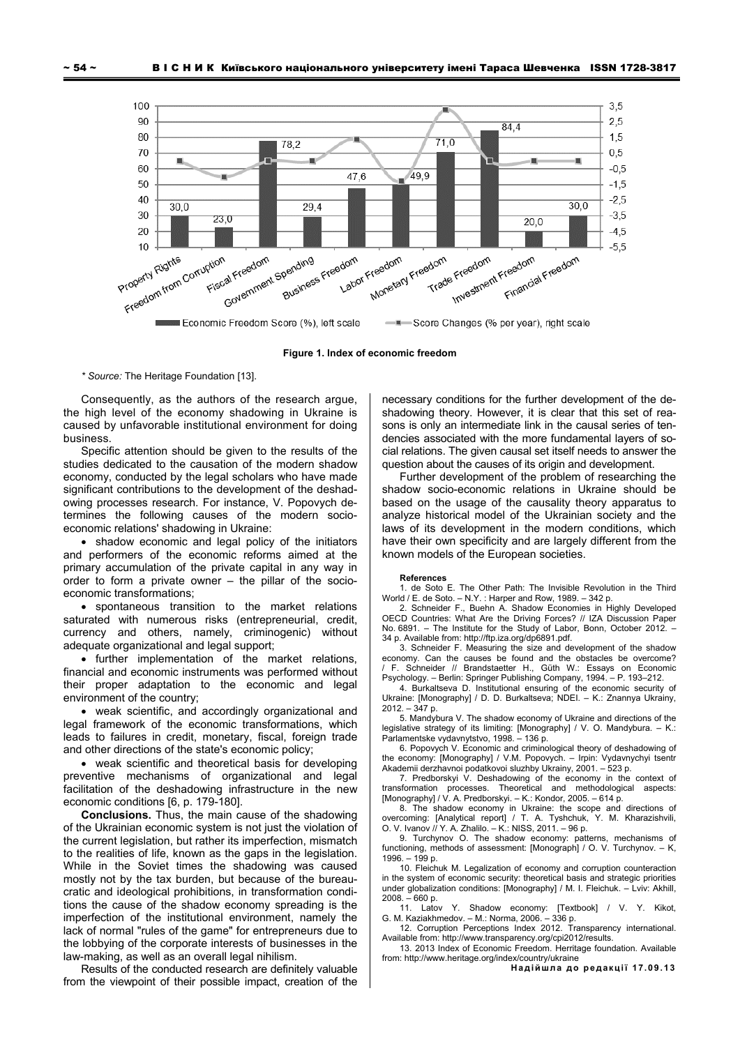**Figure 1. Index of economic freedom**

*\* Source:* The Heritage Foundation [13].

Consequently, as the authors of the research argue, the high level of the economy shadowing in Ukraine is caused by unfavorable institutional environment for doing business.

Specific attention should be given to the results of the studies dedicated to the causation of the modern shadow economy, conducted by the legal scholars who have made significant contributions to the development of the deshadowing processes research. For instance, V. Popovych determines the following causes of the modern socio-economic relations' shadowing in Ukraine:

- shadow economic and legal policy of the initiators and performers of the economic reforms aimed at the primary accumulation of the private capital in any way in order to form a private owner – the pillar of the socio-economic transformations;
- spontaneous transition to the market relations saturated with numerous risks (entrepreneurial, credit, currency and others, namely, criminogenic) without adequate organizational and legal support;
- further implementation of the market relations, financial and economic instruments was performed without their proper adaptation to the economic and legal environment of the country;
- weak scientific, and accordingly organizational and legal framework of the economic transformations, which leads to failures in credit, monetary, fiscal, foreign trade and other directions of the state's economic policy;
- weak scientific and theoretical basis for developing preventive mechanisms of organizational and legal facilitation of the deshadowing infrastructure in the new economic conditions [6, p. 179-180].

**Conclusions.** Thus, the main cause of the shadowing of the Ukrainian economic system is not just the violation of the current legislation, but rather its imperfection, mismatch to the realities of life, known as the gaps in the legislation. While in the Soviet times the shadowing was caused mostly not by the tax burden, but because of the bureaucratic and ideological prohibitions, in transformation conditions the cause of the shadow economy spreading is the imperfection of the institutional environment, namely the lack of normal "rules of the game" for entrepreneurs due to the lobbying of the corporate interests of businesses in the law-making, as well as an overall legal nihilism.

Results of the conducted research are definitely valuable from the viewpoint of their possible impact, creation of the necessary conditions for the further development of the de-shadowing theory. However, it is clear that this set of reasons is only an intermediate link in the causal series of tendencies associated with the more fundamental layers of social relations. The given causal set itself needs to answer the question about the causes of its origin and development.

Further development of the problem of researching the shadow socio-economic relations in Ukraine should be based on the usage of the causality theory apparatus to analyze historical model of the Ukrainian society and the laws of its development in the modern conditions, which have their own specificity and are largely different from the known models of the European societies.

**References**

1. de Soto E. The Other Path: The Invisible Revolution in the Third World / E. de Soto. – N.Y. : Harper and Row, 1989. – 342 p.
2. Schneider F., Buehn A. Shadow Economies in Highly Developed OECD Countries: What Are the Driving Forces? // IZA Discussion Paper No. 6891. – The Institute for the Study of Labor, Bonn, October 2012. – 34 p. Available from: http://ftp.iza.org/dp6891.pdf.
3. Schneider F. Measuring the size and development of the shadow economy. Can the causes be found and the obstacles be overcome? / F. Schneider // Brandstaetter H., Güth W.: Essays on Economic Psychology. – Berlin: Springer Publishing Company, 1994. – P. 193–212.
4. Burkaltseva D. Institutional ensuring of the economic security of Ukraine: [Monography] / D. D. Burkaltseva; NDEI. – K.: Znannya Ukrainy, 2012. – 347 p.
5. Mandybura V. The shadow economy of Ukraine and directions of the legislative strategy of its limiting: [Monography] / V. O. Mandybura. – K.: Parlamentske vydavnytstvo, 1998. – 136 p.
6. Popovych V. Economic and criminological theory of deshadowing of the economy: [Monography] / V.M. Popovych. – Irpin: Vydavnychyi tsentr Akademii derzhavnoi podatkovoi sluzhby Ukrainy, 2001. – 523 p.
7. Predborskyi V. Deshadowing of the economy in the context of transformation processes. Theoretical and methodological aspects: [Monography] / V. A. Predborskyi. – K.: Kondor, 2005. – 614 p.
8. The shadow economy in Ukraine: the scope and directions of overcoming: [Analytical report] / T. A. Tyshchuk, Y. M. Kharazishvili, O. V. Ivanov // Y. A. Zhalilo. – K.: NISS, 2011. – 96 p.
9. Turchynov O. The shadow economy: patterns, mechanisms of functioning, methods of assessment: [Monograph] / O. V. Turchynov. – K, 1996. – 199 p.
10. Fleichuk M. Legalization of economy and corruption counteraction in the system of economic security: theoretical basis and strategic priorities under globalization conditions: [Monography] / M. I. Fleichuk. – Lviv: Akhill, 2008. – 660 p.
11. Latov Y. Shadow economy: [Textbook] / V. Y. Kikot, G. M. Kaziakhmedov. – M.: Norma, 2006. – 336 p.
12. Corruption Perceptions Index 2012. Transparency international. Available from: http://www.transparency.org/cpi2012/results.
13. 2013 Index of Economic Freedom. Herritage foundation. Available from: http://www.heritage.org/index/country/ukraine

**Надійшла до редакції 17.09.13**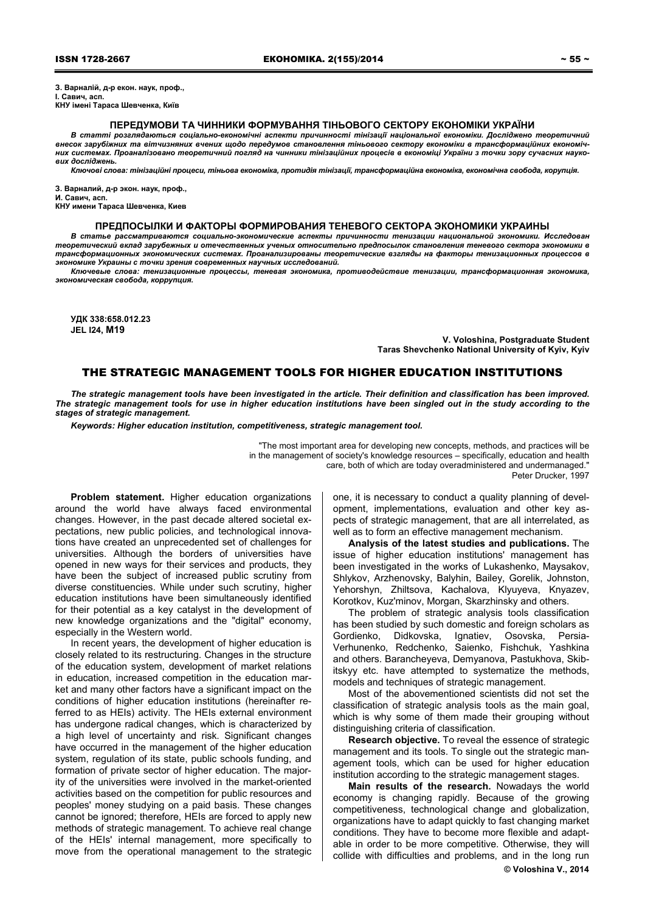**З. Варналій, д-р екон. наук, проф.,**
**І. Савич, асп.**
**КНУ імені Тараса Шевченка, Київ**

## ПЕРЕДУМОВИ ТА ЧИННИКИ ФОРМУВАННЯ ТІНЬОВОГО СЕКТОРУ ЕКОНОМІКИ УКРАЇНИ

***В статті розглядаються соціально-економічні аспекти причинності тінізації національної економіки. Досліджено теоретичний внесок зарубіжних та вітчизняних вчених щодо передумов становлення тіньового сектору економіки в трансформаційних економічних системах. Проаналізовано теоретичний погляд на чинники тінізаційних процесів в економіці України з точки зору сучасних наукових досліджень.***

***Ключові слова: тінізаційні процеси, тіньова економіка, протидія тінізації, трансформаційна економіка, економічна свобода, корупція.***

**З. Варналий, д-р экон. наук, проф.,**
**И. Савич, асп.**
**КНУ имени Тараса Шевченка, Киев**

## ПРЕДПОСЫЛКИ И ФАКТОРЫ ФОРМИРОВАНИЯ ТЕНЕВОГО СЕКТОРА ЭКОНОМИКИ УКРАИНЫ

***В статье рассматриваются социально-экономические аспекты причинности тенизации национальной экономики. Исследован теоретический вклад зарубежных и отечественных ученых относительно предпосылок становления теневого сектора экономики в трансформационных экономических системах. Проанализированы теоретические взгляды на факторы тенизационных процессов в экономике Украины с точки зрения современных научных исследований.***

***Ключевые слова: тенизационные процессы, теневая экономика, противодействие тенизации, трансформационная экономика, экономическая свобода, коррупция.***

**УДК 338:658.012.23**
**JEL I24, M19**

**V. Voloshina, Postgraduate Student**
**Taras Shevchenko National University of Kyiv, Kyiv**

# THE STRATEGIC MANAGEMENT TOOLS FOR HIGHER EDUCATION INSTITUTIONS

***The strategic management tools have been investigated in the article. Their definition and classification has been improved. The strategic management tools for use in higher education institutions have been singled out in the study according to the stages of strategic management.***

***Keywords: Higher education institution, competitiveness, strategic management tool.***

"The most important area for developing new concepts, methods, and practices will be in the management of society's knowledge resources – specifically, education and health care, both of which are today overadministered and undermanaged."
Peter Drucker, 1997

**Problem statement.** Higher education organizations around the world have always faced environmental changes. However, in the past decade altered societal expectations, new public policies, and technological innovations have created an unprecedented set of challenges for universities. Although the borders of universities have opened in new ways for their services and products, they have been the subject of increased public scrutiny from diverse constituencies. While under such scrutiny, higher education institutions have been simultaneously identified for their potential as a key catalyst in the development of new knowledge organizations and the "digital" economy, especially in the Western world.

In recent years, the development of higher education is closely related to its restructuring. Changes in the structure of the education system, development of market relations in education, increased competition in the education market and many other factors have a significant impact on the conditions of higher education institutions (hereinafter referred to as HEIs) activity. The HEIs external environment has undergone radical changes, which is characterized by a high level of uncertainty and risk. Significant changes have occurred in the management of the higher education system, regulation of its state, public schools funding, and formation of private sector of higher education. The majority of the universities were involved in the market-oriented activities based on the competition for public resources and peoples' money studying on a paid basis. These changes cannot be ignored; therefore, HEIs are forced to apply new methods of strategic management. To achieve real change of the HEIs' internal management, more specifically to move from the operational management to the strategic one, it is necessary to conduct a quality planning of development, implementations, evaluation and other key aspects of strategic management, that are all interrelated, as well as to form an effective management mechanism.

**Analysis of the latest studies and publications.** The issue of higher education institutions' management has been investigated in the works of Lukashenko, Maysakov, Shlykov, Arzhenovsky, Balyhin, Bailey, Gorelik, Johnston, Yehorshyn, Zhiltsova, Kachalova, Klyuyeva, Knyazev, Korotkov, Kuz'minov, Morgan, Skarzhinsky and others.

The problem of strategic analysis tools classification has been studied by such domestic and foreign scholars as Gordienko, Didkovska, Ignatiev, Osovska, Persia-Verhunenko, Redchenko, Saienko, Fishchuk, Yashkina and others. Barancheyeva, Demyanova, Pastukhova, Skibitskyy etc. have attempted to systematize the methods, models and techniques of strategic management.

Most of the abovementioned scientists did not set the classification of strategic analysis tools as the main goal, which is why some of them made their grouping without distinguishing criteria of classification.

**Research objective.** To reveal the essence of strategic management and its tools. To single out the strategic management tools, which can be used for higher education institution according to the strategic management stages.

**Main results of the research.** Nowadays the world economy is changing rapidly. Because of the growing competitiveness, technological change and globalization, organizations have to adapt quickly to fast changing market conditions. They have to become more flexible and adaptable in order to be more competitive. Otherwise, they will collide with difficulties and problems, and in the long run

© Voloshina V., 2014